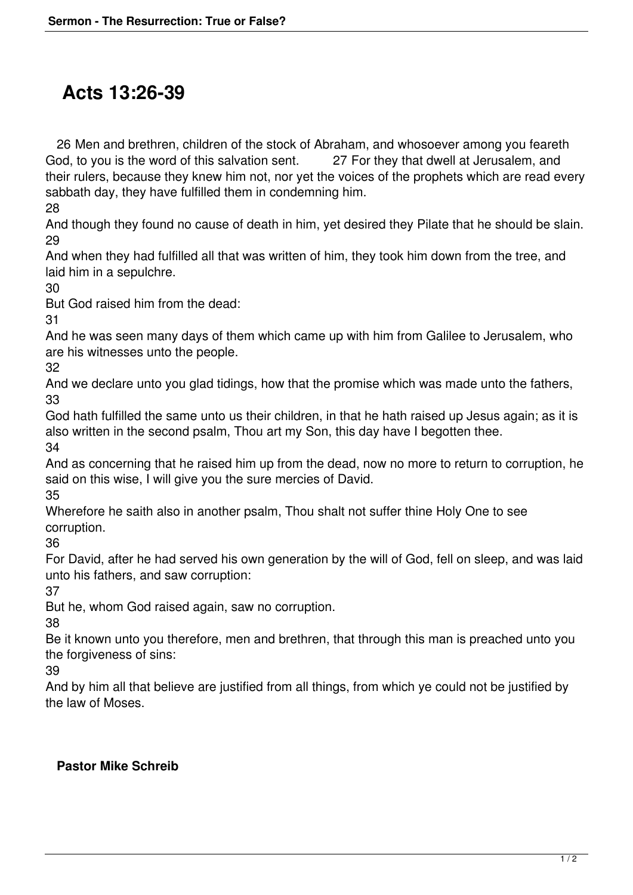# Acts 13:26-39

26 Men and brethren, children of the stock of Abraham, and whosoever among you feareth God, to you is the word of this salvation sent. 27 For they that dwell at Jerusalem, and their rulers, because they knew him not, nor yet the voices of the prophets which are read every sabbath day, they have fulfilled them in condemning him.

28
And though they found no cause of death in him, yet desired they Pilate that he should be slain.

29
And when they had fulfilled all that was written of him, they took him down from the tree, and laid him in a sepulchre.

30
But God raised him from the dead:

31
And he was seen many days of them which came up with him from Galilee to Jerusalem, who are his witnesses unto the people.

32
And we declare unto you glad tidings, how that the promise which was made unto the fathers,

33
God hath fulfilled the same unto us their children, in that he hath raised up Jesus again; as it is also written in the second psalm, Thou art my Son, this day have I begotten thee.

34
And as concerning that he raised him up from the dead, now no more to return to corruption, he said on this wise, I will give you the sure mercies of David.

35
Wherefore he saith also in another psalm, Thou shalt not suffer thine Holy One to see corruption.

36
For David, after he had served his own generation by the will of God, fell on sleep, and was laid unto his fathers, and saw corruption:

37
But he, whom God raised again, saw no corruption.

38
Be it known unto you therefore, men and brethren, that through this man is preached unto you the forgiveness of sins:

39
And by him all that believe are justified from all things, from which ye could not be justified by the law of Moses.

**Pastor Mike Schreib**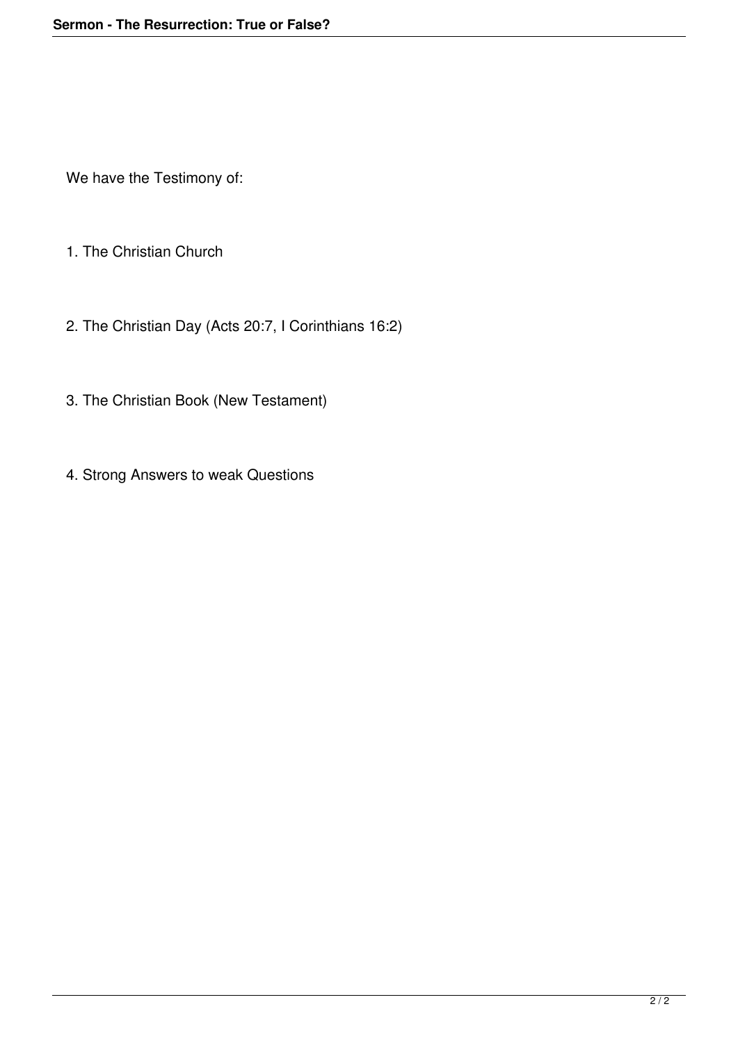We have the Testimony of:

1. The Christian Church

2. The Christian Day (Acts 20:7, I Corinthians 16:2)

3. The Christian Book (New Testament)

4. Strong Answers to weak Questions